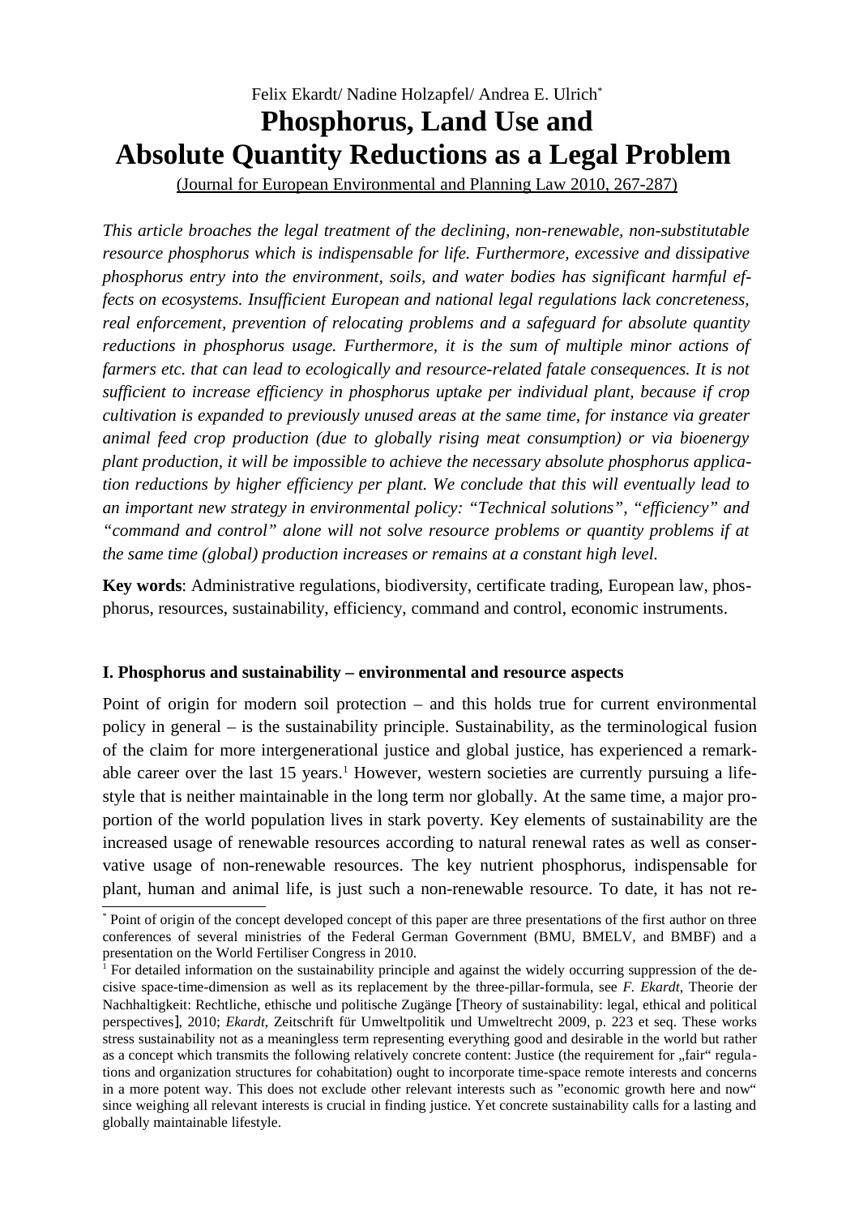Felix Ekardt/ Nadine Holzapfel/ Andrea E. Ulrich[*]

# Phosphorus, Land Use and Absolute Quantity Reductions as a Legal Problem

(Journal for European Environmental and Planning Law 2010, 267-287)

*This article broaches the legal treatment of the declining, non-renewable, non-substitutable resource phosphorus which is indispensable for life. Furthermore, excessive and dissipative phosphorus entry into the environment, soils, and water bodies has significant harmful effects on ecosystems. Insufficient European and national legal regulations lack concreteness, real enforcement, prevention of relocating problems and a safeguard for absolute quantity reductions in phosphorus usage. Furthermore, it is the sum of multiple minor actions of farmers etc. that can lead to ecologically and resource-related fatale consequences. It is not sufficient to increase efficiency in phosphorus uptake per individual plant, because if crop cultivation is expanded to previously unused areas at the same time, for instance via greater animal feed crop production (due to globally rising meat consumption) or via bioenergy plant production, it will be impossible to achieve the necessary absolute phosphorus application reductions by higher efficiency per plant. We conclude that this will eventually lead to an important new strategy in environmental policy: "Technical solutions", "efficiency" and "command and control" alone will not solve resource problems or quantity problems if at the same time (global) production increases or remains at a constant high level.*

**Key words**: Administrative regulations, biodiversity, certificate trading, European law, phosphorus, resources, sustainability, efficiency, command and control, economic instruments.

## I. Phosphorus and sustainability – environmental and resource aspects

Point of origin for modern soil protection – and this holds true for current environmental policy in general – is the sustainability principle. Sustainability, as the terminological fusion of the claim for more intergenerational justice and global justice, has experienced a remarkable career over the last 15 years.[1] However, western societies are currently pursuing a lifestyle that is neither maintainable in the long term nor globally. At the same time, a major proportion of the world population lives in stark poverty. Key elements of sustainability are the increased usage of renewable resources according to natural renewal rates as well as conservative usage of non-renewable resources. The key nutrient phosphorus, indispensable for plant, human and animal life, is just such a non-renewable resource. To date, it has not re-

[*] Point of origin of the concept developed concept of this paper are three presentations of the first author on three conferences of several ministries of the Federal German Government (BMU, BMELV, and BMBF) and a presentation on the World Fertiliser Congress in 2010.

[1] For detailed information on the sustainability principle and against the widely occurring suppression of the decisive space-time-dimension as well as its replacement by the three-pillar-formula, see *F. Ekardt*, Theorie der Nachhaltigkeit: Rechtliche, ethische und politische Zugänge [Theory of sustainability: legal, ethical and political perspectives], 2010; *Ekardt*, Zeitschrift für Umweltpolitik und Umweltrecht 2009, p. 223 et seq. These works stress sustainability not as a meaningless term representing everything good and desirable in the world but rather as a concept which transmits the following relatively concrete content: Justice (the requirement for „fair" regulations and organization structures for cohabitation) ought to incorporate time-space remote interests and concerns in a more potent way. This does not exclude other relevant interests such as "economic growth here and now" since weighing all relevant interests is crucial in finding justice. Yet concrete sustainability calls for a lasting and globally maintainable lifestyle.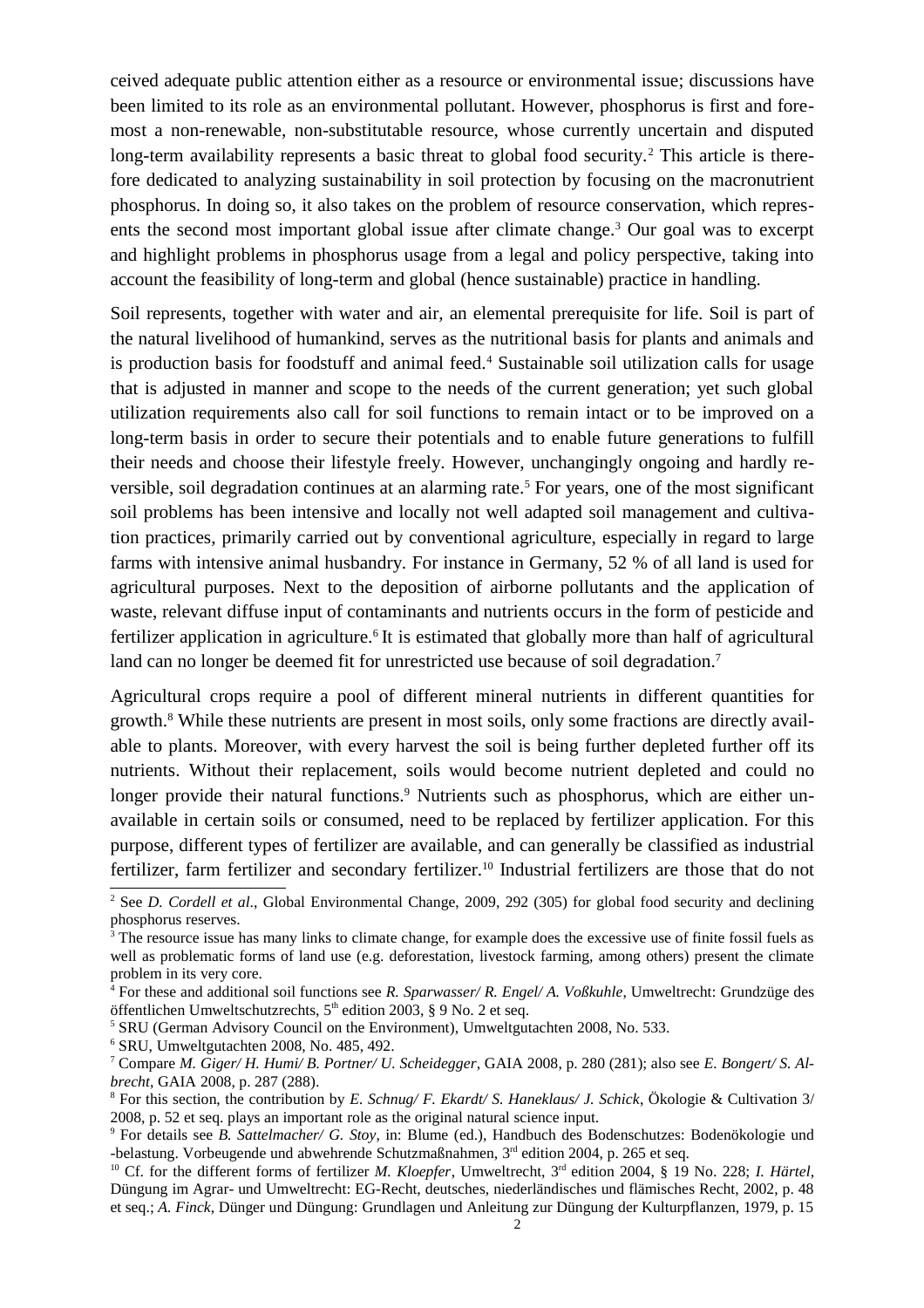ceived adequate public attention either as a resource or environmental issue; discussions have been limited to its role as an environmental pollutant. However, phosphorus is first and foremost a non-renewable, non-substitutable resource, whose currently uncertain and disputed long-term availability represents a basic threat to global food security.[2] This article is therefore dedicated to analyzing sustainability in soil protection by focusing on the macronutrient phosphorus. In doing so, it also takes on the problem of resource conservation, which represents the second most important global issue after climate change.[3] Our goal was to excerpt and highlight problems in phosphorus usage from a legal and policy perspective, taking into account the feasibility of long-term and global (hence sustainable) practice in handling.

Soil represents, together with water and air, an elemental prerequisite for life. Soil is part of the natural livelihood of humankind, serves as the nutritional basis for plants and animals and is production basis for foodstuff and animal feed.[4] Sustainable soil utilization calls for usage that is adjusted in manner and scope to the needs of the current generation; yet such global utilization requirements also call for soil functions to remain intact or to be improved on a long-term basis in order to secure their potentials and to enable future generations to fulfill their needs and choose their lifestyle freely. However, unchangingly ongoing and hardly reversible, soil degradation continues at an alarming rate.[5] For years, one of the most significant soil problems has been intensive and locally not well adapted soil management and cultivation practices, primarily carried out by conventional agriculture, especially in regard to large farms with intensive animal husbandry. For instance in Germany, 52 % of all land is used for agricultural purposes. Next to the deposition of airborne pollutants and the application of waste, relevant diffuse input of contaminants and nutrients occurs in the form of pesticide and fertilizer application in agriculture.[6] It is estimated that globally more than half of agricultural land can no longer be deemed fit for unrestricted use because of soil degradation.[7]

Agricultural crops require a pool of different mineral nutrients in different quantities for growth.[8] While these nutrients are present in most soils, only some fractions are directly available to plants. Moreover, with every harvest the soil is being further depleted further off its nutrients. Without their replacement, soils would become nutrient depleted and could no longer provide their natural functions.[9] Nutrients such as phosphorus, which are either unavailable in certain soils or consumed, need to be replaced by fertilizer application. For this purpose, different types of fertilizer are available, and can generally be classified as industrial fertilizer, farm fertilizer and secondary fertilizer.[10] Industrial fertilizers are those that do not

---

[2] See *D. Cordell et al*., Global Environmental Change, 2009, 292 (305) for global food security and declining phosphorus reserves.

[3] The resource issue has many links to climate change, for example does the excessive use of finite fossil fuels as well as problematic forms of land use (e.g. deforestation, livestock farming, among others) present the climate problem in its very core.

[4] For these and additional soil functions see *R. Sparwasser/ R. Engel/ A. Voßkuhle*, Umweltrecht: Grundzüge des öffentlichen Umweltschutzrechts, 5th edition 2003, § 9 No. 2 et seq.

[5] SRU (German Advisory Council on the Environment), Umweltgutachten 2008, No. 533.

[6] SRU, Umweltgutachten 2008, No. 485, 492.

[7] Compare *M. Giger/ H. Humi/ B. Portner/ U. Scheidegger*, GAIA 2008, p. 280 (281); also see *E. Bongert/ S. Albrecht*, GAIA 2008, p. 287 (288).

[8] For this section, the contribution by *E. Schnug/ F. Ekardt/ S. Haneklaus/ J. Schick*, Ökologie & Cultivation 3/ 2008, p. 52 et seq. plays an important role as the original natural science input.

[9] For details see *B. Sattelmacher/ G. Stoy*, in: Blume (ed.), Handbuch des Bodenschutzes: Bodenökologie und -belastung. Vorbeugende und abwehrende Schutzmaßnahmen, 3rd edition 2004, p. 265 et seq.

[10] Cf. for the different forms of fertilizer *M. Kloepfer*, Umweltrecht, 3rd edition 2004, § 19 No. 228; *I. Härtel*, Düngung im Agrar- und Umweltrecht: EG-Recht, deutsches, niederländisches und flämisches Recht, 2002, p. 48 et seq.; *A. Finck*, Dünger und Düngung: Grundlagen und Anleitung zur Düngung der Kulturpflanzen, 1979, p. 15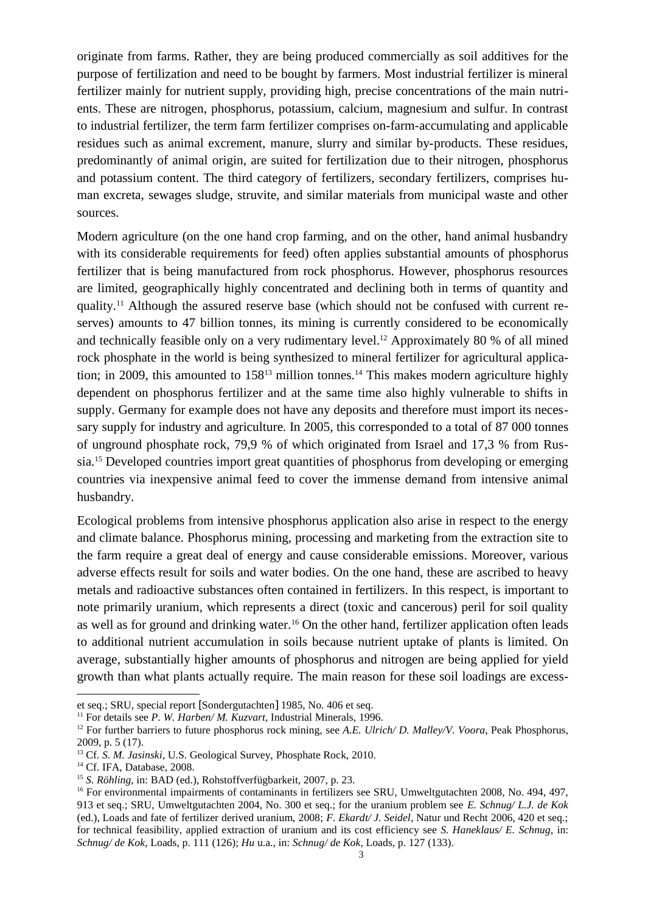originate from farms. Rather, they are being produced commercially as soil additives for the purpose of fertilization and need to be bought by farmers. Most industrial fertilizer is mineral fertilizer mainly for nutrient supply, providing high, precise concentrations of the main nutrients. These are nitrogen, phosphorus, potassium, calcium, magnesium and sulfur. In contrast to industrial fertilizer, the term farm fertilizer comprises on-farm-accumulating and applicable residues such as animal excrement, manure, slurry and similar by-products. These residues, predominantly of animal origin, are suited for fertilization due to their nitrogen, phosphorus and potassium content. The third category of fertilizers, secondary fertilizers, comprises human excreta, sewages sludge, struvite, and similar materials from municipal waste and other sources.

Modern agriculture (on the one hand crop farming, and on the other, hand animal husbandry with its considerable requirements for feed) often applies substantial amounts of phosphorus fertilizer that is being manufactured from rock phosphorus. However, phosphorus resources are limited, geographically highly concentrated and declining both in terms of quantity and quality.[11] Although the assured reserve base (which should not be confused with current reserves) amounts to 47 billion tonnes, its mining is currently considered to be economically and technically feasible only on a very rudimentary level.[12] Approximately 80 % of all mined rock phosphate in the world is being synthesized to mineral fertilizer for agricultural application; in 2009, this amounted to 158[13] million tonnes.[14] This makes modern agriculture highly dependent on phosphorus fertilizer and at the same time also highly vulnerable to shifts in supply. Germany for example does not have any deposits and therefore must import its necessary supply for industry and agriculture. In 2005, this corresponded to a total of 87 000 tonnes of unground phosphate rock, 79,9 % of which originated from Israel and 17,3 % from Russia.[15] Developed countries import great quantities of phosphorus from developing or emerging countries via inexpensive animal feed to cover the immense demand from intensive animal husbandry.

Ecological problems from intensive phosphorus application also arise in respect to the energy and climate balance. Phosphorus mining, processing and marketing from the extraction site to the farm require a great deal of energy and cause considerable emissions. Moreover, various adverse effects result for soils and water bodies. On the one hand, these are ascribed to heavy metals and radioactive substances often contained in fertilizers. In this respect, is important to note primarily uranium, which represents a direct (toxic and cancerous) peril for soil quality as well as for ground and drinking water.[16] On the other hand, fertilizer application often leads to additional nutrient accumulation in soils because nutrient uptake of plants is limited. On average, substantially higher amounts of phosphorus and nitrogen are being applied for yield growth than what plants actually require. The main reason for these soil loadings are excess-

---

et seq.; SRU, special report [Sondergutachten] 1985, No. 406 et seq.

[11] For details see *P. W. Harben/ M. Kuzvart*, Industrial Minerals, 1996.

[12] For further barriers to future phosphorus rock mining, see *A.E. Ulrich/ D. Malley/V. Voora*, Peak Phosphorus, 2009, p. 5 (17).

[13] Cf. *S. M. Jasinski*, U.S. Geological Survey, Phosphate Rock, 2010.

[14] Cf. IFA, Database, 2008.

[15] *S. Röhling*, in: BAD (ed.), Rohstoffverfügbarkeit, 2007, p. 23.

[16] For environmental impairments of contaminants in fertilizers see SRU, Umweltgutachten 2008, No. 494, 497, 913 et seq.; SRU, Umweltgutachten 2004, No. 300 et seq.; for the uranium problem see *E. Schnug/ L.J. de Kok* (ed.), Loads and fate of fertilizer derived uranium, 2008; *F. Ekardt/ J. Seidel*, Natur und Recht 2006, 420 et seq.; for technical feasibility, applied extraction of uranium and its cost efficiency see *S. Haneklaus/ E. Schnug*, in: *Schnug/ de Kok*, Loads, p. 111 (126); *Hu* u.a., in: *Schnug/ de Kok*, Loads, p. 127 (133).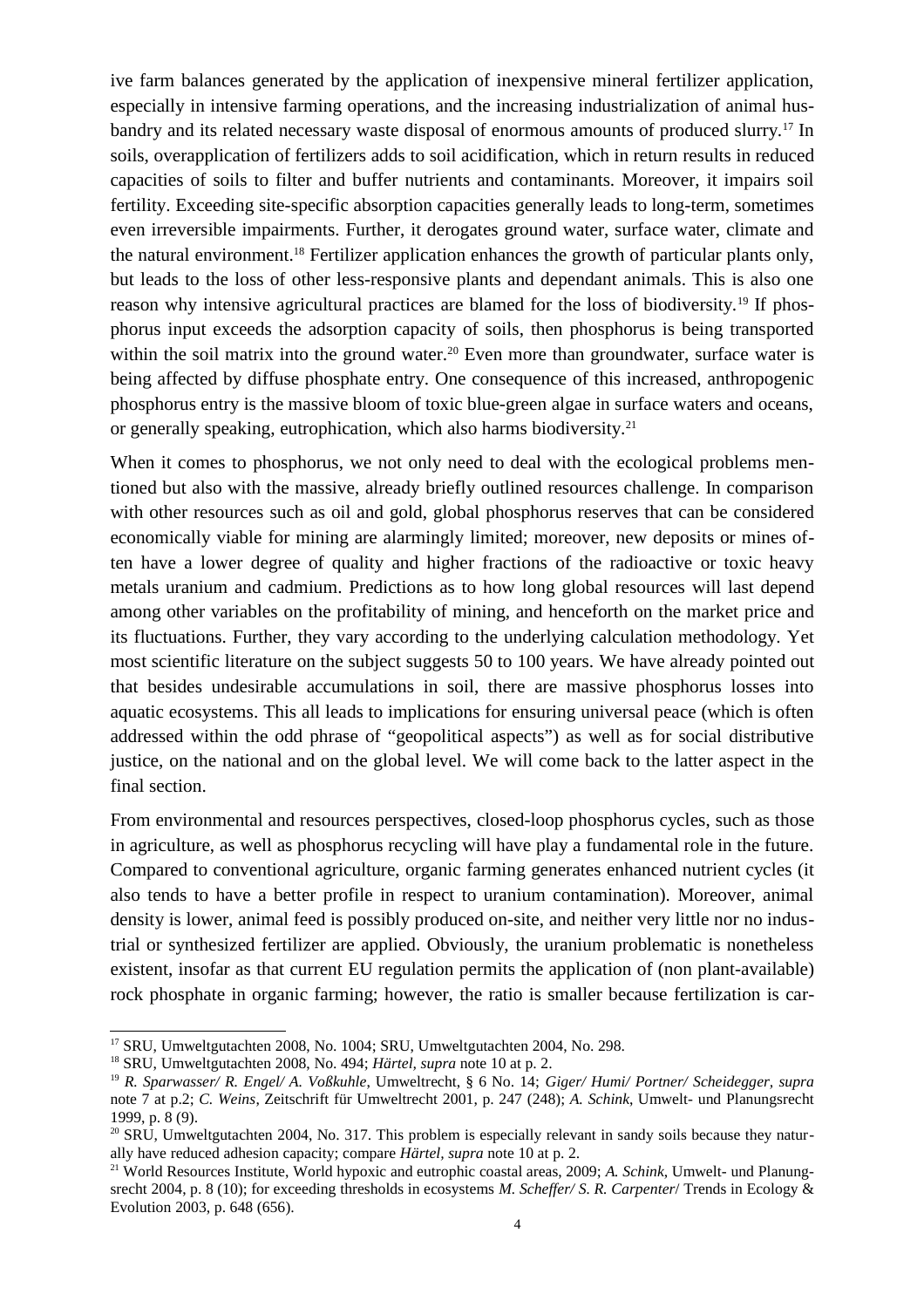ive farm balances generated by the application of inexpensive mineral fertilizer application, especially in intensive farming operations, and the increasing industrialization of animal husbandry and its related necessary waste disposal of enormous amounts of produced slurry.[17] In soils, overapplication of fertilizers adds to soil acidification, which in return results in reduced capacities of soils to filter and buffer nutrients and contaminants. Moreover, it impairs soil fertility. Exceeding site-specific absorption capacities generally leads to long-term, sometimes even irreversible impairments. Further, it derogates ground water, surface water, climate and the natural environment.[18] Fertilizer application enhances the growth of particular plants only, but leads to the loss of other less-responsive plants and dependant animals. This is also one reason why intensive agricultural practices are blamed for the loss of biodiversity.[19] If phosphorus input exceeds the adsorption capacity of soils, then phosphorus is being transported within the soil matrix into the ground water.[20] Even more than groundwater, surface water is being affected by diffuse phosphate entry. One consequence of this increased, anthropogenic phosphorus entry is the massive bloom of toxic blue-green algae in surface waters and oceans, or generally speaking, eutrophication, which also harms biodiversity.[21]

When it comes to phosphorus, we not only need to deal with the ecological problems mentioned but also with the massive, already briefly outlined resources challenge. In comparison with other resources such as oil and gold, global phosphorus reserves that can be considered economically viable for mining are alarmingly limited; moreover, new deposits or mines often have a lower degree of quality and higher fractions of the radioactive or toxic heavy metals uranium and cadmium. Predictions as to how long global resources will last depend among other variables on the profitability of mining, and henceforth on the market price and its fluctuations. Further, they vary according to the underlying calculation methodology. Yet most scientific literature on the subject suggests 50 to 100 years. We have already pointed out that besides undesirable accumulations in soil, there are massive phosphorus losses into aquatic ecosystems. This all leads to implications for ensuring universal peace (which is often addressed within the odd phrase of "geopolitical aspects") as well as for social distributive justice, on the national and on the global level. We will come back to the latter aspect in the final section.

From environmental and resources perspectives, closed-loop phosphorus cycles, such as those in agriculture, as well as phosphorus recycling will have play a fundamental role in the future. Compared to conventional agriculture, organic farming generates enhanced nutrient cycles (it also tends to have a better profile in respect to uranium contamination). Moreover, animal density is lower, animal feed is possibly produced on-site, and neither very little nor no industrial or synthesized fertilizer are applied. Obviously, the uranium problematic is nonetheless existent, insofar as that current EU regulation permits the application of (non plant-available) rock phosphate in organic farming; however, the ratio is smaller because fertilization is car-

---

[17] SRU, Umweltgutachten 2008, No. 1004; SRU, Umweltgutachten 2004, No. 298.

[18] SRU, Umweltgutachten 2008, No. 494; *Härtel, supra* note 10 at p. 2.

[19] *R. Sparwasser/ R. Engel/ A. Voßkuhle*, Umweltrecht, § 6 No. 14; *Giger/ Humi/ Portner/ Scheidegger, supra* note 7 at p.2; *C. Weins*, Zeitschrift für Umweltrecht 2001, p. 247 (248); *A. Schink*, Umwelt- und Planungsrecht 1999, p. 8 (9).

[20] SRU, Umweltgutachten 2004, No. 317. This problem is especially relevant in sandy soils because they naturally have reduced adhesion capacity; compare *Härtel, supra* note 10 at p. 2.

[21] World Resources Institute, World hypoxic and eutrophic coastal areas, 2009; *A. Schink*, Umwelt- und Planungsrecht 2004, p. 8 (10); for exceeding thresholds in ecosystems *M. Scheffer/ S. R. Carpenter*/ Trends in Ecology & Evolution 2003, p. 648 (656).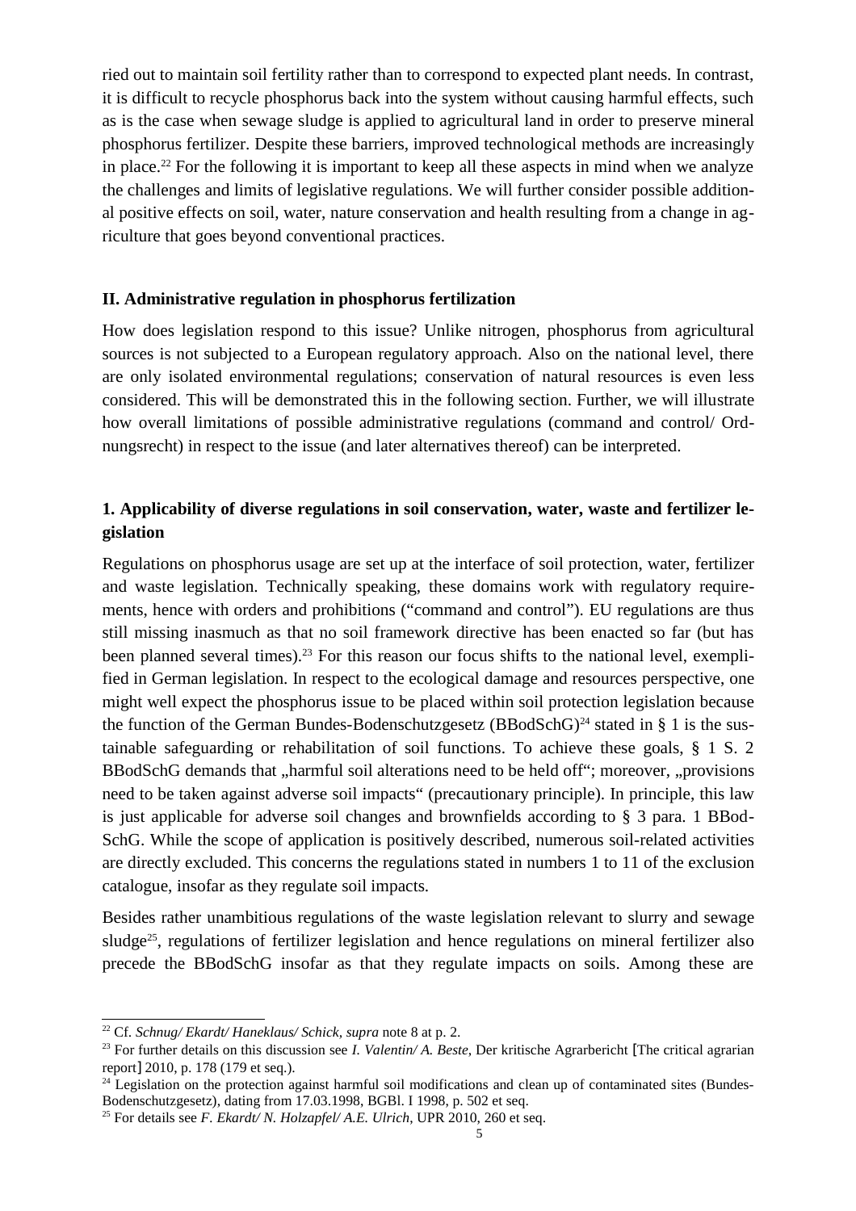ried out to maintain soil fertility rather than to correspond to expected plant needs. In contrast, it is difficult to recycle phosphorus back into the system without causing harmful effects, such as is the case when sewage sludge is applied to agricultural land in order to preserve mineral phosphorus fertilizer. Despite these barriers, improved technological methods are increasingly in place.[22] For the following it is important to keep all these aspects in mind when we analyze the challenges and limits of legislative regulations. We will further consider possible additional positive effects on soil, water, nature conservation and health resulting from a change in agriculture that goes beyond conventional practices.

## II. Administrative regulation in phosphorus fertilization

How does legislation respond to this issue? Unlike nitrogen, phosphorus from agricultural sources is not subjected to a European regulatory approach. Also on the national level, there are only isolated environmental regulations; conservation of natural resources is even less considered. This will be demonstrated this in the following section. Further, we will illustrate how overall limitations of possible administrative regulations (command and control/ Ordnungsrecht) in respect to the issue (and later alternatives thereof) can be interpreted.

### 1. Applicability of diverse regulations in soil conservation, water, waste and fertilizer legislation

Regulations on phosphorus usage are set up at the interface of soil protection, water, fertilizer and waste legislation. Technically speaking, these domains work with regulatory requirements, hence with orders and prohibitions ("command and control"). EU regulations are thus still missing inasmuch as that no soil framework directive has been enacted so far (but has been planned several times).[23] For this reason our focus shifts to the national level, exemplified in German legislation. In respect to the ecological damage and resources perspective, one might well expect the phosphorus issue to be placed within soil protection legislation because the function of the German Bundes-Bodenschutzgesetz (BBodSchG)[24] stated in § 1 is the sustainable safeguarding or rehabilitation of soil functions. To achieve these goals, § 1 S. 2 BBodSchG demands that „harmful soil alterations need to be held off"; moreover, „provisions need to be taken against adverse soil impacts" (precautionary principle). In principle, this law is just applicable for adverse soil changes and brownfields according to § 3 para. 1 BBodSchG. While the scope of application is positively described, numerous soil-related activities are directly excluded. This concerns the regulations stated in numbers 1 to 11 of the exclusion catalogue, insofar as they regulate soil impacts.

Besides rather unambitious regulations of the waste legislation relevant to slurry and sewage sludge[25], regulations of fertilizer legislation and hence regulations on mineral fertilizer also precede the BBodSchG insofar as that they regulate impacts on soils. Among these are

---

[22] Cf. *Schnug/ Ekardt/ Haneklaus/ Schick*, *supra* note 8 at p. 2.

[23] For further details on this discussion see *I. Valentin/ A. Beste*, Der kritische Agrarbericht [The critical agrarian report] 2010, p. 178 (179 et seq.).

[24] Legislation on the protection against harmful soil modifications and clean up of contaminated sites (Bundes-Bodenschutzgesetz), dating from 17.03.1998, BGBl. I 1998, p. 502 et seq.

[25] For details see *F. Ekardt/ N. Holzapfel/ A.E. Ulrich*, UPR 2010, 260 et seq.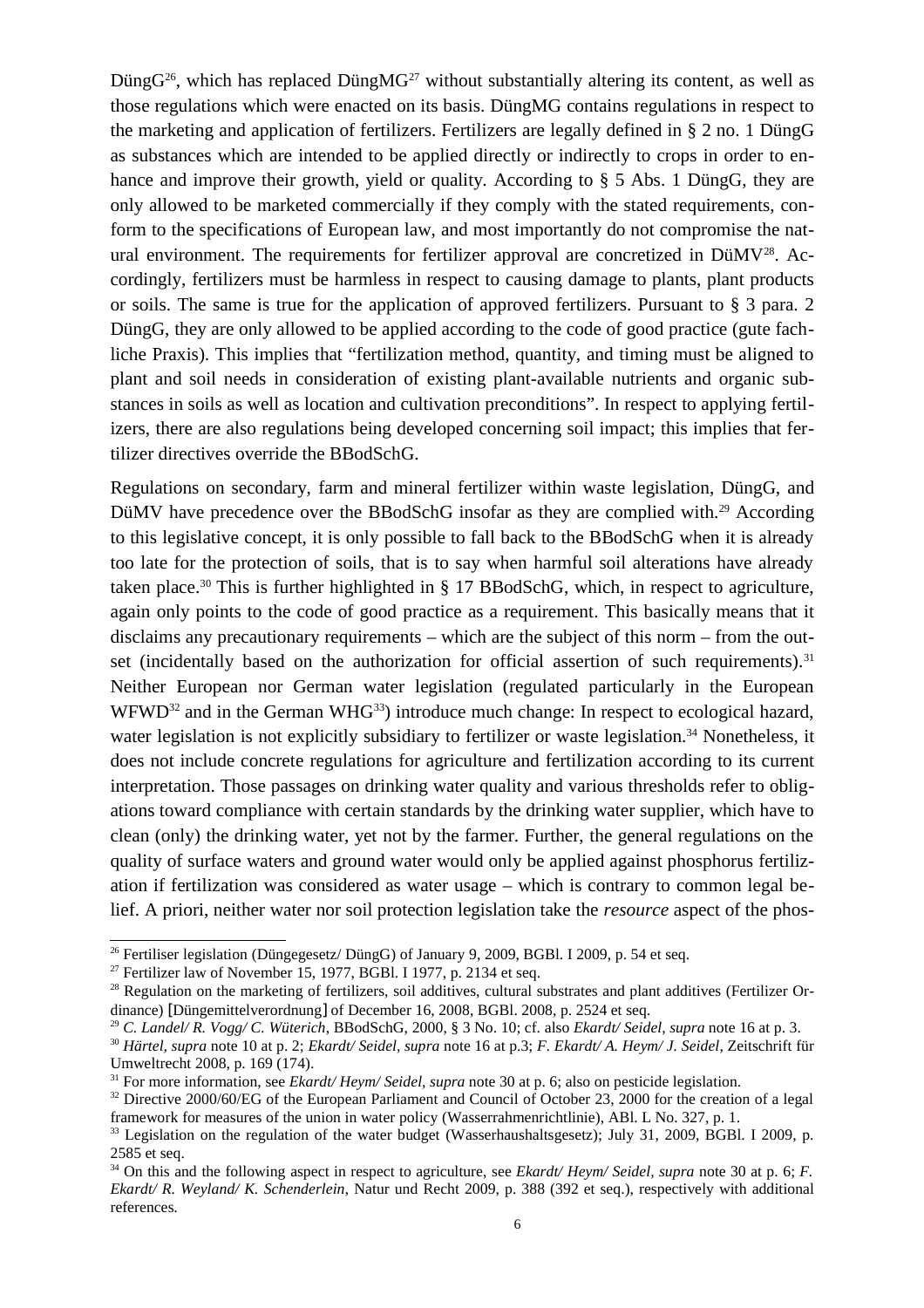DüngG[26], which has replaced DüngMG[27] without substantially altering its content, as well as those regulations which were enacted on its basis. DüngMG contains regulations in respect to the marketing and application of fertilizers. Fertilizers are legally defined in § 2 no. 1 DüngG as substances which are intended to be applied directly or indirectly to crops in order to enhance and improve their growth, yield or quality. According to § 5 Abs. 1 DüngG, they are only allowed to be marketed commercially if they comply with the stated requirements, conform to the specifications of European law, and most importantly do not compromise the natural environment. The requirements for fertilizer approval are concretized in DüMV[28]. Accordingly, fertilizers must be harmless in respect to causing damage to plants, plant products or soils. The same is true for the application of approved fertilizers. Pursuant to § 3 para. 2 DüngG, they are only allowed to be applied according to the code of good practice (gute fachliche Praxis). This implies that "fertilization method, quantity, and timing must be aligned to plant and soil needs in consideration of existing plant-available nutrients and organic substances in soils as well as location and cultivation preconditions". In respect to applying fertilizers, there are also regulations being developed concerning soil impact; this implies that fertilizer directives override the BBodSchG.

Regulations on secondary, farm and mineral fertilizer within waste legislation, DüngG, and DüMV have precedence over the BBodSchG insofar as they are complied with.[29] According to this legislative concept, it is only possible to fall back to the BBodSchG when it is already too late for the protection of soils, that is to say when harmful soil alterations have already taken place.[30] This is further highlighted in § 17 BBodSchG, which, in respect to agriculture, again only points to the code of good practice as a requirement. This basically means that it disclaims any precautionary requirements – which are the subject of this norm – from the outset (incidentally based on the authorization for official assertion of such requirements).[31] Neither European nor German water legislation (regulated particularly in the European WFWD[32] and in the German WHG[33]) introduce much change: In respect to ecological hazard, water legislation is not explicitly subsidiary to fertilizer or waste legislation.[34] Nonetheless, it does not include concrete regulations for agriculture and fertilization according to its current interpretation. Those passages on drinking water quality and various thresholds refer to obligations toward compliance with certain standards by the drinking water supplier, which have to clean (only) the drinking water, yet not by the farmer. Further, the general regulations on the quality of surface waters and ground water would only be applied against phosphorus fertilization if fertilization was considered as water usage – which is contrary to common legal belief. A priori, neither water nor soil protection legislation take the *resource* aspect of the phos-

---

[26] Fertiliser legislation (Düngegesetz/ DüngG) of January 9, 2009, BGBl. I 2009, p. 54 et seq.

[27] Fertilizer law of November 15, 1977, BGBl. I 1977, p. 2134 et seq.

[28] Regulation on the marketing of fertilizers, soil additives, cultural substrates and plant additives (Fertilizer Ordinance) [Düngemittelverordnung] of December 16, 2008, BGBl. 2008, p. 2524 et seq.

[29] *C. Landel/ R. Vogg/ C. Wüterich*, BBodSchG, 2000, § 3 No. 10; cf. also *Ekardt/ Seidel, supra* note 16 at p. 3.

[30] *Härtel, supra* note 10 at p. 2; *Ekardt/ Seidel, supra* note 16 at p.3; *F. Ekardt/ A. Heym/ J. Seidel*, Zeitschrift für Umweltrecht 2008, p. 169 (174).

[31] For more information, see *Ekardt/ Heym/ Seidel, supra* note 30 at p. 6; also on pesticide legislation.

[32] Directive 2000/60/EG of the European Parliament and Council of October 23, 2000 for the creation of a legal framework for measures of the union in water policy (Wasserrahmenrichtlinie), ABl. L No. 327, p. 1.

[33] Legislation on the regulation of the water budget (Wasserhaushaltsgesetz); July 31, 2009, BGBl. I 2009, p. 2585 et seq.

[34] On this and the following aspect in respect to agriculture, see *Ekardt/ Heym/ Seidel, supra* note 30 at p. 6; *F. Ekardt/ R. Weyland/ K. Schenderlein*, Natur und Recht 2009, p. 388 (392 et seq.), respectively with additional references.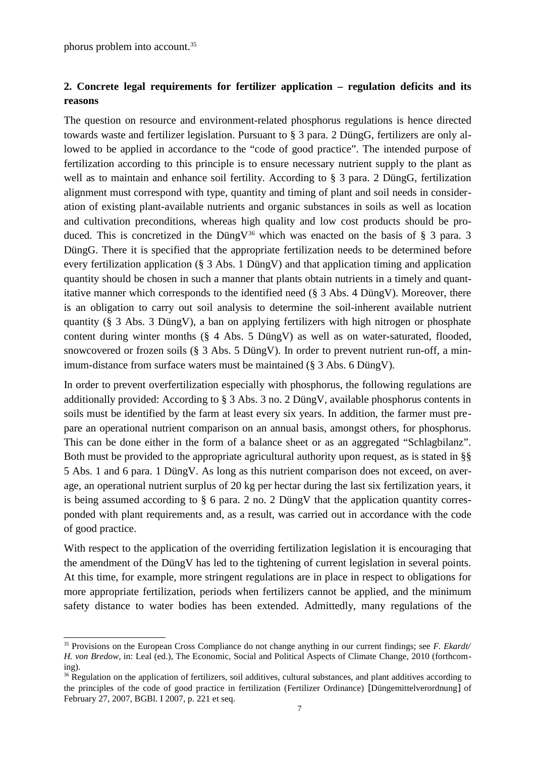phorus problem into account.[35]

## 2. Concrete legal requirements for fertilizer application – regulation deficits and its reasons

The question on resource and environment-related phosphorus regulations is hence directed towards waste and fertilizer legislation. Pursuant to § 3 para. 2 DüngG, fertilizers are only allowed to be applied in accordance to the "code of good practice". The intended purpose of fertilization according to this principle is to ensure necessary nutrient supply to the plant as well as to maintain and enhance soil fertility. According to § 3 para. 2 DüngG, fertilization alignment must correspond with type, quantity and timing of plant and soil needs in consideration of existing plant-available nutrients and organic substances in soils as well as location and cultivation preconditions, whereas high quality and low cost products should be produced. This is concretized in the DüngV[36] which was enacted on the basis of § 3 para. 3 DüngG. There it is specified that the appropriate fertilization needs to be determined before every fertilization application (§ 3 Abs. 1 DüngV) and that application timing and application quantity should be chosen in such a manner that plants obtain nutrients in a timely and quantitative manner which corresponds to the identified need (§ 3 Abs. 4 DüngV). Moreover, there is an obligation to carry out soil analysis to determine the soil-inherent available nutrient quantity (§ 3 Abs. 3 DüngV), a ban on applying fertilizers with high nitrogen or phosphate content during winter months (§ 4 Abs. 5 DüngV) as well as on water-saturated, flooded, snowcovered or frozen soils (§ 3 Abs. 5 DüngV). In order to prevent nutrient run-off, a minimum-distance from surface waters must be maintained (§ 3 Abs. 6 DüngV).

In order to prevent overfertilization especially with phosphorus, the following regulations are additionally provided: According to § 3 Abs. 3 no. 2 DüngV, available phosphorus contents in soils must be identified by the farm at least every six years. In addition, the farmer must prepare an operational nutrient comparison on an annual basis, amongst others, for phosphorus. This can be done either in the form of a balance sheet or as an aggregated "Schlagbilanz". Both must be provided to the appropriate agricultural authority upon request, as is stated in §§ 5 Abs. 1 and 6 para. 1 DüngV. As long as this nutrient comparison does not exceed, on average, an operational nutrient surplus of 20 kg per hectar during the last six fertilization years, it is being assumed according to § 6 para. 2 no. 2 DüngV that the application quantity corresponded with plant requirements and, as a result, was carried out in accordance with the code of good practice.

With respect to the application of the overriding fertilization legislation it is encouraging that the amendment of the DüngV has led to the tightening of current legislation in several points. At this time, for example, more stringent regulations are in place in respect to obligations for more appropriate fertilization, periods when fertilizers cannot be applied, and the minimum safety distance to water bodies has been extended. Admittedly, many regulations of the

---

[35] Provisions on the European Cross Compliance do not change anything in our current findings; see *F. Ekardt/ H. von Bredow*, in: Leal (ed.), The Economic, Social and Political Aspects of Climate Change, 2010 (forthcoming).

[36] Regulation on the application of fertilizers, soil additives, cultural substances, and plant additives according to the principles of the code of good practice in fertilization (Fertilizer Ordinance) [Düngemittelverordnung] of February 27, 2007, BGBl. I 2007, p. 221 et seq.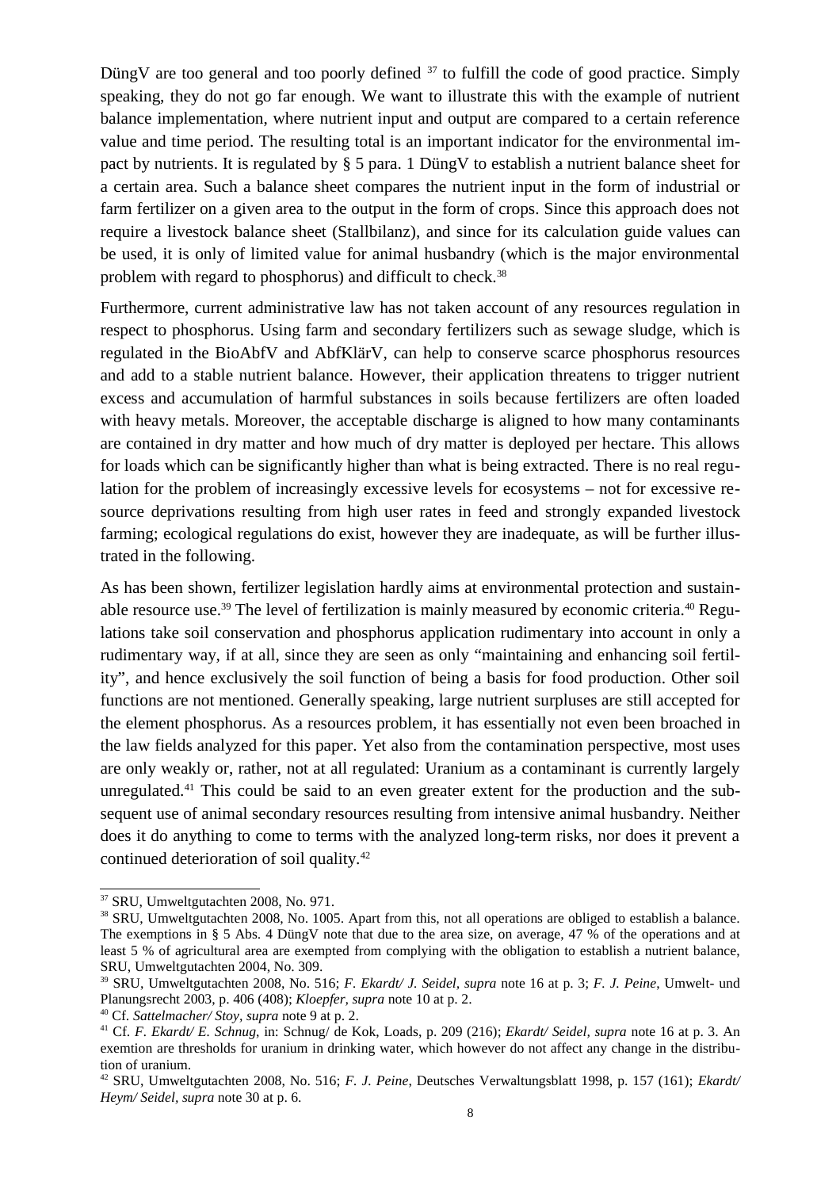DüngV are too general and too poorly defined [37] to fulfill the code of good practice. Simply speaking, they do not go far enough. We want to illustrate this with the example of nutrient balance implementation, where nutrient input and output are compared to a certain reference value and time period. The resulting total is an important indicator for the environmental impact by nutrients. It is regulated by § 5 para. 1 DüngV to establish a nutrient balance sheet for a certain area. Such a balance sheet compares the nutrient input in the form of industrial or farm fertilizer on a given area to the output in the form of crops. Since this approach does not require a livestock balance sheet (Stallbilanz), and since for its calculation guide values can be used, it is only of limited value for animal husbandry (which is the major environmental problem with regard to phosphorus) and difficult to check.[38]

Furthermore, current administrative law has not taken account of any resources regulation in respect to phosphorus. Using farm and secondary fertilizers such as sewage sludge, which is regulated in the BioAbfV and AbfKlärV, can help to conserve scarce phosphorus resources and add to a stable nutrient balance. However, their application threatens to trigger nutrient excess and accumulation of harmful substances in soils because fertilizers are often loaded with heavy metals. Moreover, the acceptable discharge is aligned to how many contaminants are contained in dry matter and how much of dry matter is deployed per hectare. This allows for loads which can be significantly higher than what is being extracted. There is no real regulation for the problem of increasingly excessive levels for ecosystems – not for excessive resource deprivations resulting from high user rates in feed and strongly expanded livestock farming; ecological regulations do exist, however they are inadequate, as will be further illustrated in the following.

As has been shown, fertilizer legislation hardly aims at environmental protection and sustainable resource use.[39] The level of fertilization is mainly measured by economic criteria.[40] Regulations take soil conservation and phosphorus application rudimentary into account in only a rudimentary way, if at all, since they are seen as only "maintaining and enhancing soil fertility", and hence exclusively the soil function of being a basis for food production. Other soil functions are not mentioned. Generally speaking, large nutrient surpluses are still accepted for the element phosphorus. As a resources problem, it has essentially not even been broached in the law fields analyzed for this paper. Yet also from the contamination perspective, most uses are only weakly or, rather, not at all regulated: Uranium as a contaminant is currently largely unregulated.[41] This could be said to an even greater extent for the production and the subsequent use of animal secondary resources resulting from intensive animal husbandry. Neither does it do anything to come to terms with the analyzed long-term risks, nor does it prevent a continued deterioration of soil quality.[42]

---

[37] SRU, Umweltgutachten 2008, No. 971.

[38] SRU, Umweltgutachten 2008, No. 1005. Apart from this, not all operations are obliged to establish a balance. The exemptions in § 5 Abs. 4 DüngV note that due to the area size, on average, 47 % of the operations and at least 5 % of agricultural area are exempted from complying with the obligation to establish a nutrient balance, SRU, Umweltgutachten 2004, No. 309.

[39] SRU, Umweltgutachten 2008, No. 516; *F. Ekardt/ J. Seidel*, *supra* note 16 at p. 3; *F. J. Peine*, Umwelt- und Planungsrecht 2003, p. 406 (408); *Kloepfer*, *supra* note 10 at p. 2.

[40] Cf. *Sattelmacher/ Stoy*, *supra* note 9 at p. 2.

[41] Cf. *F. Ekardt/ E. Schnug*, in: Schnug/ de Kok, Loads, p. 209 (216); *Ekardt/ Seidel, supra* note 16 at p. 3. An exemtion are thresholds for uranium in drinking water, which however do not affect any change in the distribution of uranium.

[42] SRU, Umweltgutachten 2008, No. 516; *F. J. Peine*, Deutsches Verwaltungsblatt 1998, p. 157 (161); *Ekardt/ Heym/ Seidel*, *supra* note 30 at p. 6.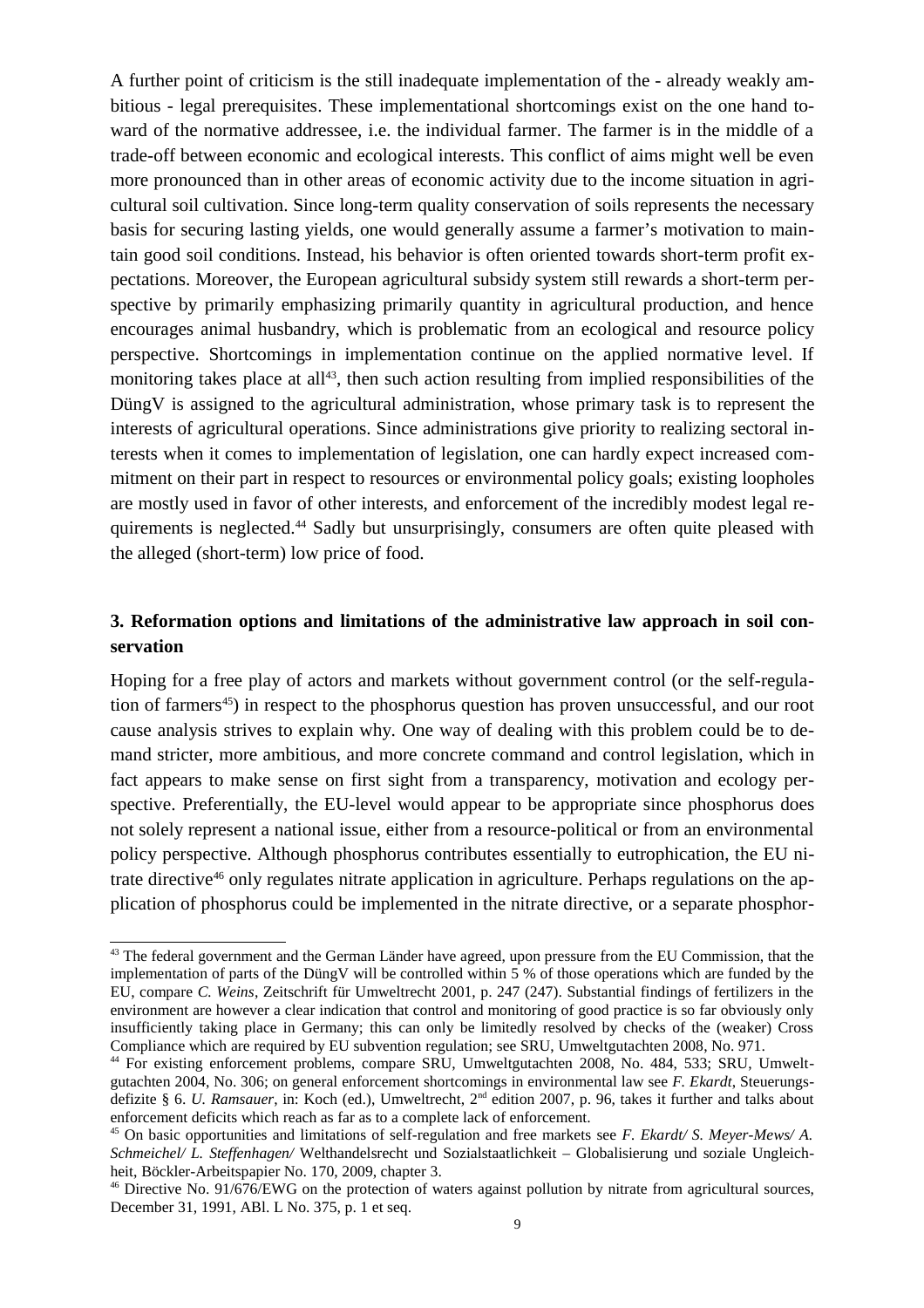A further point of criticism is the still inadequate implementation of the - already weakly ambitious - legal prerequisites. These implementational shortcomings exist on the one hand toward of the normative addressee, i.e. the individual farmer. The farmer is in the middle of a trade-off between economic and ecological interests. This conflict of aims might well be even more pronounced than in other areas of economic activity due to the income situation in agricultural soil cultivation. Since long-term quality conservation of soils represents the necessary basis for securing lasting yields, one would generally assume a farmer's motivation to maintain good soil conditions. Instead, his behavior is often oriented towards short-term profit expectations. Moreover, the European agricultural subsidy system still rewards a short-term perspective by primarily emphasizing primarily quantity in agricultural production, and hence encourages animal husbandry, which is problematic from an ecological and resource policy perspective. Shortcomings in implementation continue on the applied normative level. If monitoring takes place at all[43], then such action resulting from implied responsibilities of the DüngV is assigned to the agricultural administration, whose primary task is to represent the interests of agricultural operations. Since administrations give priority to realizing sectoral interests when it comes to implementation of legislation, one can hardly expect increased commitment on their part in respect to resources or environmental policy goals; existing loopholes are mostly used in favor of other interests, and enforcement of the incredibly modest legal requirements is neglected.[44] Sadly but unsurprisingly, consumers are often quite pleased with the alleged (short-term) low price of food.

### 3. Reformation options and limitations of the administrative law approach in soil conservation

Hoping for a free play of actors and markets without government control (or the self-regulation of farmers[45]) in respect to the phosphorus question has proven unsuccessful, and our root cause analysis strives to explain why. One way of dealing with this problem could be to demand stricter, more ambitious, and more concrete command and control legislation, which in fact appears to make sense on first sight from a transparency, motivation and ecology perspective. Preferentially, the EU-level would appear to be appropriate since phosphorus does not solely represent a national issue, either from a resource-political or from an environmental policy perspective. Although phosphorus contributes essentially to eutrophication, the EU nitrate directive[46] only regulates nitrate application in agriculture. Perhaps regulations on the application of phosphorus could be implemented in the nitrate directive, or a separate phosphor-

---

[43] The federal government and the German Länder have agreed, upon pressure from the EU Commission, that the implementation of parts of the DüngV will be controlled within 5 % of those operations which are funded by the EU, compare *C. Weins*, Zeitschrift für Umweltrecht 2001, p. 247 (247). Substantial findings of fertilizers in the environment are however a clear indication that control and monitoring of good practice is so far obviously only insufficiently taking place in Germany; this can only be limitedly resolved by checks of the (weaker) Cross Compliance which are required by EU subvention regulation; see SRU, Umweltgutachten 2008, No. 971.

[44] For existing enforcement problems, compare SRU, Umweltgutachten 2008, No. 484, 533; SRU, Umweltgutachten 2004, No. 306; on general enforcement shortcomings in environmental law see *F. Ekardt*, Steuerungsdefizite § 6. *U. Ramsauer*, in: Koch (ed.), Umweltrecht, 2nd edition 2007, p. 96, takes it further and talks about enforcement deficits which reach as far as to a complete lack of enforcement.

[45] On basic opportunities and limitations of self-regulation and free markets see *F. Ekardt/ S. Meyer-Mews/ A. Schmeichel/ L. Steffenhagen/* Welthandelsrecht und Sozialstaatlichkeit – Globalisierung und soziale Ungleichheit, Böckler-Arbeitspapier No. 170, 2009, chapter 3.

[46] Directive No. 91/676/EWG on the protection of waters against pollution by nitrate from agricultural sources, December 31, 1991, ABl. L No. 375, p. 1 et seq.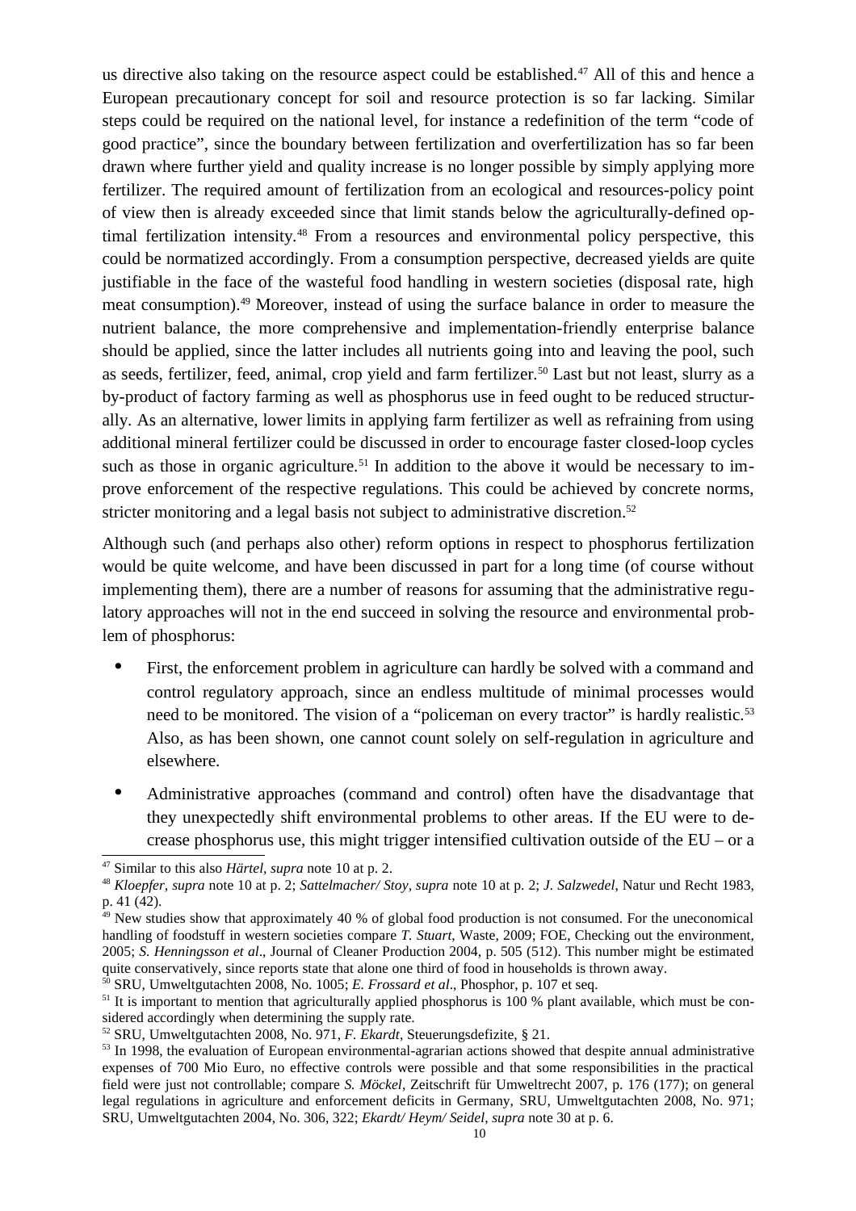us directive also taking on the resource aspect could be established.[47] All of this and hence a European precautionary concept for soil and resource protection is so far lacking. Similar steps could be required on the national level, for instance a redefinition of the term "code of good practice", since the boundary between fertilization and overfertilization has so far been drawn where further yield and quality increase is no longer possible by simply applying more fertilizer. The required amount of fertilization from an ecological and resources-policy point of view then is already exceeded since that limit stands below the agriculturally-defined optimal fertilization intensity.[48] From a resources and environmental policy perspective, this could be normatized accordingly. From a consumption perspective, decreased yields are quite justifiable in the face of the wasteful food handling in western societies (disposal rate, high meat consumption).[49] Moreover, instead of using the surface balance in order to measure the nutrient balance, the more comprehensive and implementation-friendly enterprise balance should be applied, since the latter includes all nutrients going into and leaving the pool, such as seeds, fertilizer, feed, animal, crop yield and farm fertilizer.[50] Last but not least, slurry as a by-product of factory farming as well as phosphorus use in feed ought to be reduced structurally. As an alternative, lower limits in applying farm fertilizer as well as refraining from using additional mineral fertilizer could be discussed in order to encourage faster closed-loop cycles such as those in organic agriculture.[51] In addition to the above it would be necessary to improve enforcement of the respective regulations. This could be achieved by concrete norms, stricter monitoring and a legal basis not subject to administrative discretion.[52]

Although such (and perhaps also other) reform options in respect to phosphorus fertilization would be quite welcome, and have been discussed in part for a long time (of course without implementing them), there are a number of reasons for assuming that the administrative regulatory approaches will not in the end succeed in solving the resource and environmental problem of phosphorus:

- First, the enforcement problem in agriculture can hardly be solved with a command and control regulatory approach, since an endless multitude of minimal processes would need to be monitored. The vision of a "policeman on every tractor" is hardly realistic.[53] Also, as has been shown, one cannot count solely on self-regulation in agriculture and elsewhere.
- Administrative approaches (command and control) often have the disadvantage that they unexpectedly shift environmental problems to other areas. If the EU were to decrease phosphorus use, this might trigger intensified cultivation outside of the EU – or a

---

[47] Similar to this also *Härtel, supra* note 10 at p. 2.

[48] *Kloepfer, supra* note 10 at p. 2; *Sattelmacher/ Stoy, supra* note 10 at p. 2; *J. Salzwedel*, Natur und Recht 1983, p. 41 (42).

[49] New studies show that approximately 40 % of global food production is not consumed. For the uneconomical handling of foodstuff in western societies compare *T. Stuart*, Waste, 2009; FOE, Checking out the environment, 2005; *S. Henningsson et al*., Journal of Cleaner Production 2004, p. 505 (512). This number might be estimated quite conservatively, since reports state that alone one third of food in households is thrown away.

[50] SRU, Umweltgutachten 2008, No. 1005; *E. Frossard et al*., Phosphor, p. 107 et seq.

[51] It is important to mention that agriculturally applied phosphorus is 100 % plant available, which must be considered accordingly when determining the supply rate.

[52] SRU, Umweltgutachten 2008, No. 971, *F. Ekardt*, Steuerungsdefizite, § 21.

[53] In 1998, the evaluation of European environmental-agrarian actions showed that despite annual administrative expenses of 700 Mio Euro, no effective controls were possible and that some responsibilities in the practical field were just not controllable; compare *S. Möckel*, Zeitschrift für Umweltrecht 2007, p. 176 (177); on general legal regulations in agriculture and enforcement deficits in Germany, SRU, Umweltgutachten 2008, No. 971; SRU, Umweltgutachten 2004, No. 306, 322; *Ekardt/ Heym/ Seidel, supra* note 30 at p. 6.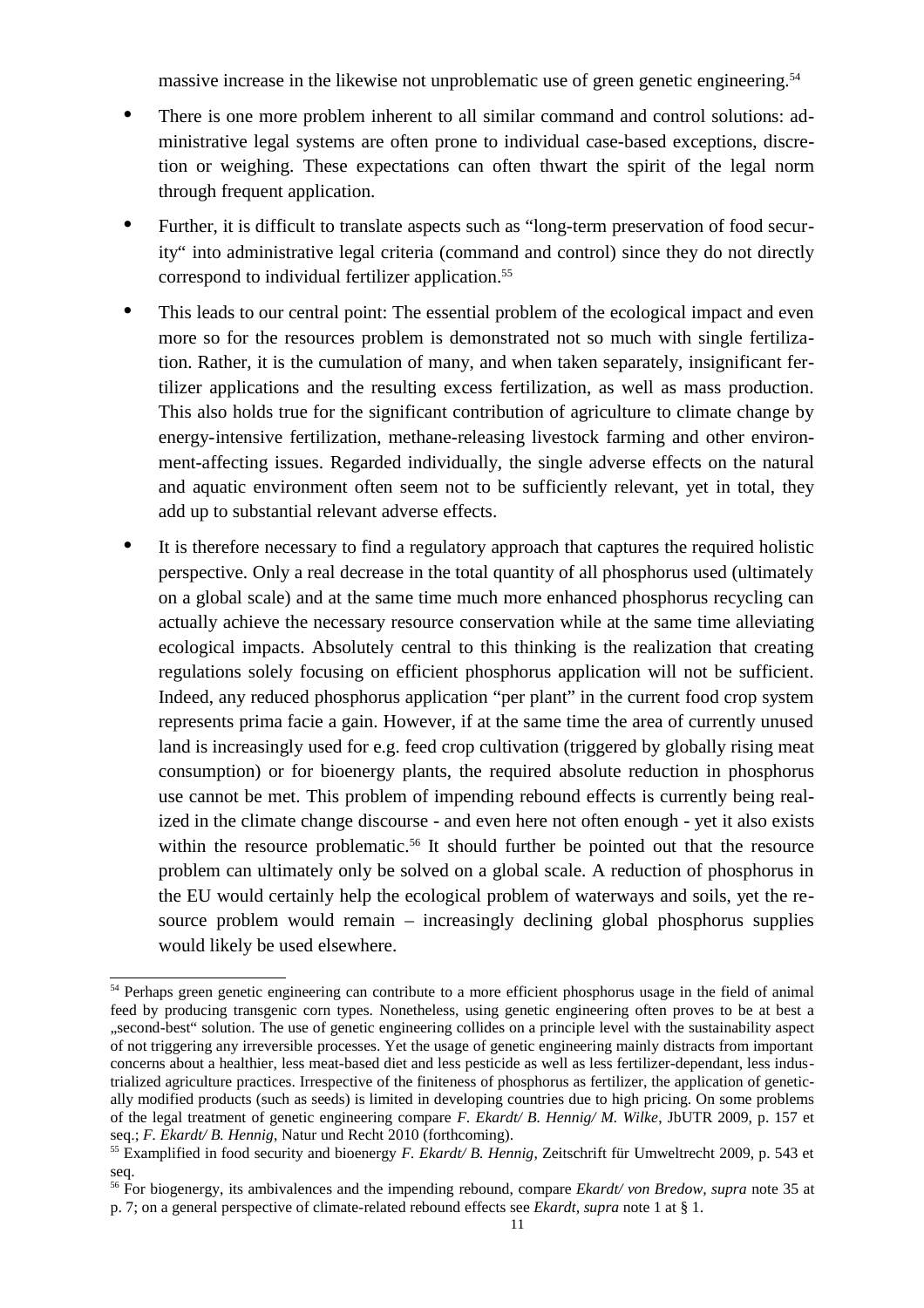massive increase in the likewise not unproblematic use of green genetic engineering.[54]

- There is one more problem inherent to all similar command and control solutions: administrative legal systems are often prone to individual case-based exceptions, discretion or weighing. These expectations can often thwart the spirit of the legal norm through frequent application.

- Further, it is difficult to translate aspects such as "long-term preservation of food security" into administrative legal criteria (command and control) since they do not directly correspond to individual fertilizer application.[55]

- This leads to our central point: The essential problem of the ecological impact and even more so for the resources problem is demonstrated not so much with single fertilization. Rather, it is the cumulation of many, and when taken separately, insignificant fertilizer applications and the resulting excess fertilization, as well as mass production. This also holds true for the significant contribution of agriculture to climate change by energy-intensive fertilization, methane-releasing livestock farming and other environment-affecting issues. Regarded individually, the single adverse effects on the natural and aquatic environment often seem not to be sufficiently relevant, yet in total, they add up to substantial relevant adverse effects.

- It is therefore necessary to find a regulatory approach that captures the required holistic perspective. Only a real decrease in the total quantity of all phosphorus used (ultimately on a global scale) and at the same time much more enhanced phosphorus recycling can actually achieve the necessary resource conservation while at the same time alleviating ecological impacts. Absolutely central to this thinking is the realization that creating regulations solely focusing on efficient phosphorus application will not be sufficient. Indeed, any reduced phosphorus application "per plant" in the current food crop system represents prima facie a gain. However, if at the same time the area of currently unused land is increasingly used for e.g. feed crop cultivation (triggered by globally rising meat consumption) or for bioenergy plants, the required absolute reduction in phosphorus use cannot be met. This problem of impending rebound effects is currently being realized in the climate change discourse - and even here not often enough - yet it also exists within the resource problematic.[56] It should further be pointed out that the resource problem can ultimately only be solved on a global scale. A reduction of phosphorus in the EU would certainly help the ecological problem of waterways and soils, yet the resource problem would remain – increasingly declining global phosphorus supplies would likely be used elsewhere.

---

[54] Perhaps green genetic engineering can contribute to a more efficient phosphorus usage in the field of animal feed by producing transgenic corn types. Nonetheless, using genetic engineering often proves to be at best a „second-best" solution. The use of genetic engineering collides on a principle level with the sustainability aspect of not triggering any irreversible processes. Yet the usage of genetic engineering mainly distracts from important concerns about a healthier, less meat-based diet and less pesticide as well as less fertilizer-dependant, less industrialized agriculture practices. Irrespective of the finiteness of phosphorus as fertilizer, the application of genetically modified products (such as seeds) is limited in developing countries due to high pricing. On some problems of the legal treatment of genetic engineering compare *F. Ekardt/ B. Hennig/ M. Wilke*, JbUTR 2009, p. 157 et seq.; *F. Ekardt/ B. Hennig*, Natur und Recht 2010 (forthcoming).

[55] Examplified in food security and bioenergy *F. Ekardt/ B. Hennig*, Zeitschrift für Umweltrecht 2009, p. 543 et seq.

[56] For biogenergy, its ambivalences and the impending rebound, compare *Ekardt/ von Bredow, supra* note 35 at p. 7; on a general perspective of climate-related rebound effects see *Ekardt, supra* note 1 at § 1.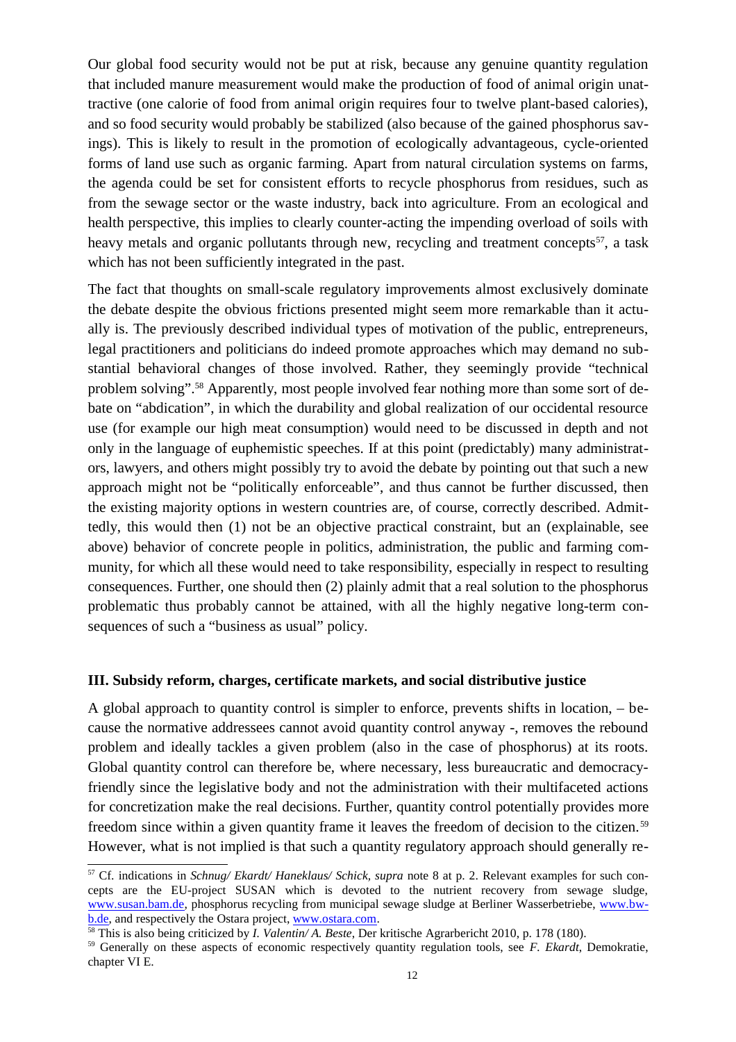Our global food security would not be put at risk, because any genuine quantity regulation that included manure measurement would make the production of food of animal origin unattractive (one calorie of food from animal origin requires four to twelve plant-based calories), and so food security would probably be stabilized (also because of the gained phosphorus savings). This is likely to result in the promotion of ecologically advantageous, cycle-oriented forms of land use such as organic farming. Apart from natural circulation systems on farms, the agenda could be set for consistent efforts to recycle phosphorus from residues, such as from the sewage sector or the waste industry, back into agriculture. From an ecological and health perspective, this implies to clearly counter-acting the impending overload of soils with heavy metals and organic pollutants through new, recycling and treatment concepts[57], a task which has not been sufficiently integrated in the past.

The fact that thoughts on small-scale regulatory improvements almost exclusively dominate the debate despite the obvious frictions presented might seem more remarkable than it actually is. The previously described individual types of motivation of the public, entrepreneurs, legal practitioners and politicians do indeed promote approaches which may demand no substantial behavioral changes of those involved. Rather, they seemingly provide "technical problem solving".[58] Apparently, most people involved fear nothing more than some sort of debate on "abdication", in which the durability and global realization of our occidental resource use (for example our high meat consumption) would need to be discussed in depth and not only in the language of euphemistic speeches. If at this point (predictably) many administrators, lawyers, and others might possibly try to avoid the debate by pointing out that such a new approach might not be "politically enforceable", and thus cannot be further discussed, then the existing majority options in western countries are, of course, correctly described. Admittedly, this would then (1) not be an objective practical constraint, but an (explainable, see above) behavior of concrete people in politics, administration, the public and farming community, for which all these would need to take responsibility, especially in respect to resulting consequences. Further, one should then (2) plainly admit that a real solution to the phosphorus problematic thus probably cannot be attained, with all the highly negative long-term consequences of such a "business as usual" policy.

### III. Subsidy reform, charges, certificate markets, and social distributive justice

A global approach to quantity control is simpler to enforce, prevents shifts in location, – because the normative addressees cannot avoid quantity control anyway -, removes the rebound problem and ideally tackles a given problem (also in the case of phosphorus) at its roots. Global quantity control can therefore be, where necessary, less bureaucratic and democracy-friendly since the legislative body and not the administration with their multifaceted actions for concretization make the real decisions. Further, quantity control potentially provides more freedom since within a given quantity frame it leaves the freedom of decision to the citizen.[59] However, what is not implied is that such a quantity regulatory approach should generally re-

---

[57] Cf. indications in *Schnug/ Ekardt/ Haneklaus/ Schick*, *supra* note 8 at p. 2. Relevant examples for such concepts are the EU-project SUSAN which is devoted to the nutrient recovery from sewage sludge, www.susan.bam.de, phosphorus recycling from municipal sewage sludge at Berliner Wasserbetriebe, www.bw-b.de, and respectively the Ostara project, www.ostara.com.

[58] This is also being criticized by *I. Valentin/ A. Beste*, Der kritische Agrarbericht 2010, p. 178 (180).

[59] Generally on these aspects of economic respectively quantity regulation tools, see *F. Ekardt*, Demokratie, chapter VI E.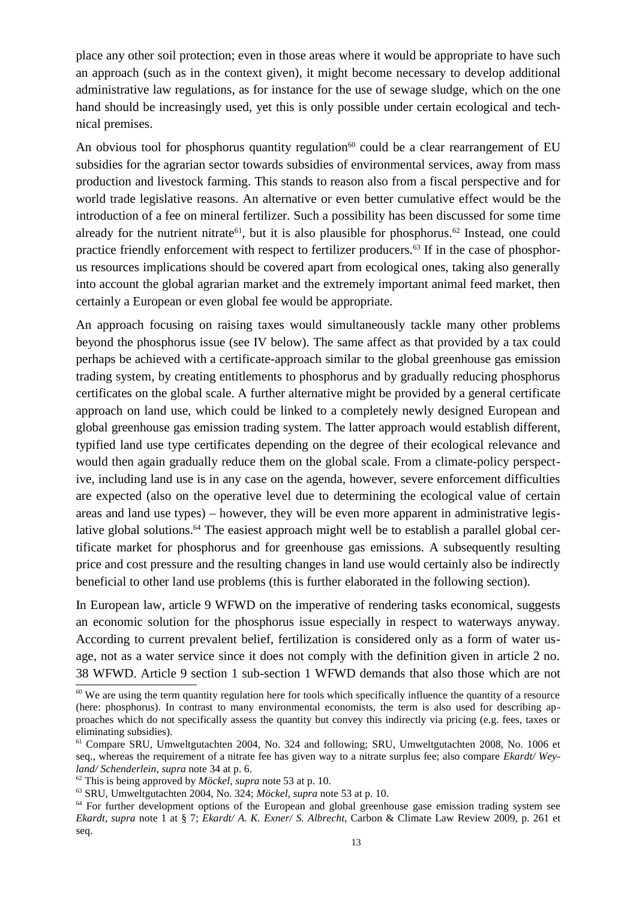place any other soil protection; even in those areas where it would be appropriate to have such an approach (such as in the context given), it might become necessary to develop additional administrative law regulations, as for instance for the use of sewage sludge, which on the one hand should be increasingly used, yet this is only possible under certain ecological and technical premises.

An obvious tool for phosphorus quantity regulation[60] could be a clear rearrangement of EU subsidies for the agrarian sector towards subsidies of environmental services, away from mass production and livestock farming. This stands to reason also from a fiscal perspective and for world trade legislative reasons. An alternative or even better cumulative effect would be the introduction of a fee on mineral fertilizer. Such a possibility has been discussed for some time already for the nutrient nitrate[61], but it is also plausible for phosphorus.[62] Instead, one could practice friendly enforcement with respect to fertilizer producers.[63] If in the case of phosphorus resources implications should be covered apart from ecological ones, taking also generally into account the global agrarian market and the extremely important animal feed market, then certainly a European or even global fee would be appropriate.

An approach focusing on raising taxes would simultaneously tackle many other problems beyond the phosphorus issue (see IV below). The same affect as that provided by a tax could perhaps be achieved with a certificate-approach similar to the global greenhouse gas emission trading system, by creating entitlements to phosphorus and by gradually reducing phosphorus certificates on the global scale. A further alternative might be provided by a general certificate approach on land use, which could be linked to a completely newly designed European and global greenhouse gas emission trading system. The latter approach would establish different, typified land use type certificates depending on the degree of their ecological relevance and would then again gradually reduce them on the global scale. From a climate-policy perspective, including land use is in any case on the agenda, however, severe enforcement difficulties are expected (also on the operative level due to determining the ecological value of certain areas and land use types) – however, they will be even more apparent in administrative legislative global solutions.[64] The easiest approach might well be to establish a parallel global certificate market for phosphorus and for greenhouse gas emissions. A subsequently resulting price and cost pressure and the resulting changes in land use would certainly also be indirectly beneficial to other land use problems (this is further elaborated in the following section).

In European law, article 9 WFWD on the imperative of rendering tasks economical, suggests an economic solution for the phosphorus issue especially in respect to waterways anyway. According to current prevalent belief, fertilization is considered only as a form of water usage, not as a water service since it does not comply with the definition given in article 2 no. 38 WFWD. Article 9 section 1 sub-section 1 WFWD demands that also those which are not

---

[60] We are using the term quantity regulation here for tools which specifically influence the quantity of a resource (here: phosphorus). In contrast to many environmental economists, the term is also used for describing approaches which do not specifically assess the quantity but convey this indirectly via pricing (e.g. fees, taxes or eliminating subsidies).

[61] Compare SRU, Umweltgutachten 2004, No. 324 and following; SRU, Umweltgutachten 2008, No. 1006 et seq., whereas the requirement of a nitrate fee has given way to a nitrate surplus fee; also compare *Ekardt/ Weyland/ Schenderlein, supra* note 34 at p. 6.

[62] This is being approved by *Möckel, supra* note 53 at p. 10.

[63] SRU, Umweltgutachten 2004, No. 324; *Möckel, supra* note 53 at p. 10.

[64] For further development options of the European and global greenhouse gase emission trading system see *Ekardt, supra* note 1 at § 7; *Ekardt/ A. K. Exner/ S. Albrecht*, Carbon & Climate Law Review 2009, p. 261 et seq.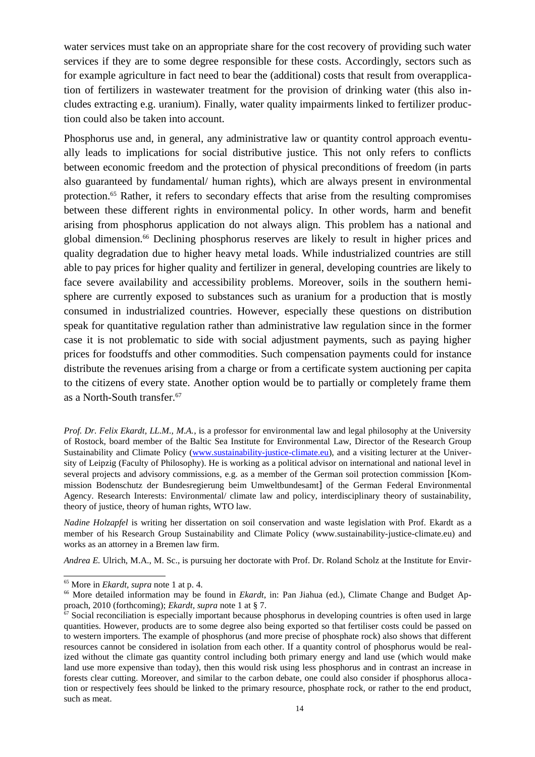water services must take on an appropriate share for the cost recovery of providing such water services if they are to some degree responsible for these costs. Accordingly, sectors such as for example agriculture in fact need to bear the (additional) costs that result from overapplication of fertilizers in wastewater treatment for the provision of drinking water (this also includes extracting e.g. uranium). Finally, water quality impairments linked to fertilizer production could also be taken into account.

Phosphorus use and, in general, any administrative law or quantity control approach eventually leads to implications for social distributive justice. This not only refers to conflicts between economic freedom and the protection of physical preconditions of freedom (in parts also guaranteed by fundamental/ human rights), which are always present in environmental protection.[65] Rather, it refers to secondary effects that arise from the resulting compromises between these different rights in environmental policy. In other words, harm and benefit arising from phosphorus application do not always align. This problem has a national and global dimension.[66] Declining phosphorus reserves are likely to result in higher prices and quality degradation due to higher heavy metal loads. While industrialized countries are still able to pay prices for higher quality and fertilizer in general, developing countries are likely to face severe availability and accessibility problems. Moreover, soils in the southern hemisphere are currently exposed to substances such as uranium for a production that is mostly consumed in industrialized countries. However, especially these questions on distribution speak for quantitative regulation rather than administrative law regulation since in the former case it is not problematic to side with social adjustment payments, such as paying higher prices for foodstuffs and other commodities. Such compensation payments could for instance distribute the revenues arising from a charge or from a certificate system auctioning per capita to the citizens of every state. Another option would be to partially or completely frame them as a North-South transfer.[67]

*Prof. Dr. Felix Ekardt, LL.M., M.A.*, is a professor for environmental law and legal philosophy at the University of Rostock, board member of the Baltic Sea Institute for Environmental Law, Director of the Research Group Sustainability and Climate Policy (www.sustainability-justice-climate.eu), and a visiting lecturer at the University of Leipzig (Faculty of Philosophy). He is working as a political advisor on international and national level in several projects and advisory commissions, e.g. as a member of the German soil protection commission [Kommission Bodenschutz der Bundesregierung beim Umweltbundesamt] of the German Federal Environmental Agency. Research Interests: Environmental/ climate law and policy, interdisciplinary theory of sustainability, theory of justice, theory of human rights, WTO law.

*Nadine Holzapfel* is writing her dissertation on soil conservation and waste legislation with Prof. Ekardt as a member of his Research Group Sustainability and Climate Policy (www.sustainability-justice-climate.eu) and works as an attorney in a Bremen law firm.

*Andrea E.* Ulrich, M.A., M. Sc., is pursuing her doctorate with Prof. Dr. Roland Scholz at the Institute for Envir-

---

[65] More in *Ekardt*, *supra* note 1 at p. 4.

[66] More detailed information may be found in *Ekardt*, in: Pan Jiahua (ed.), Climate Change and Budget Approach, 2010 (forthcoming); *Ekardt*, *supra* note 1 at § 7.

[67] Social reconciliation is especially important because phosphorus in developing countries is often used in large quantities. However, products are to some degree also being exported so that fertiliser costs could be passed on to western importers. The example of phosphorus (and more precise of phosphate rock) also shows that different resources cannot be considered in isolation from each other. If a quantity control of phosphorus would be realized without the climate gas quantity control including both primary energy and land use (which would make land use more expensive than today), then this would risk using less phosphorus and in contrast an increase in forests clear cutting. Moreover, and similar to the carbon debate, one could also consider if phosphorus allocation or respectively fees should be linked to the primary resource, phosphate rock, or rather to the end product, such as meat.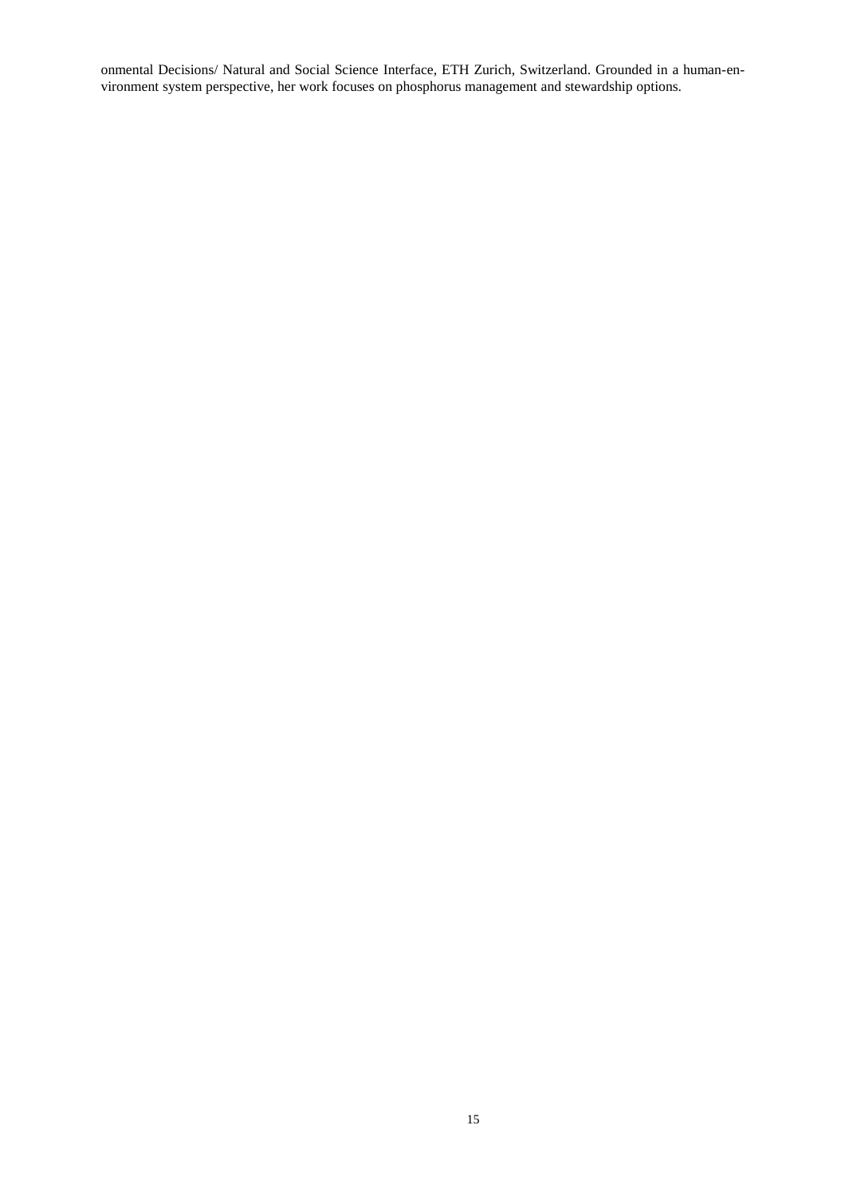onmental Decisions/ Natural and Social Science Interface, ETH Zurich, Switzerland. Grounded in a human-environment system perspective, her work focuses on phosphorus management and stewardship options.